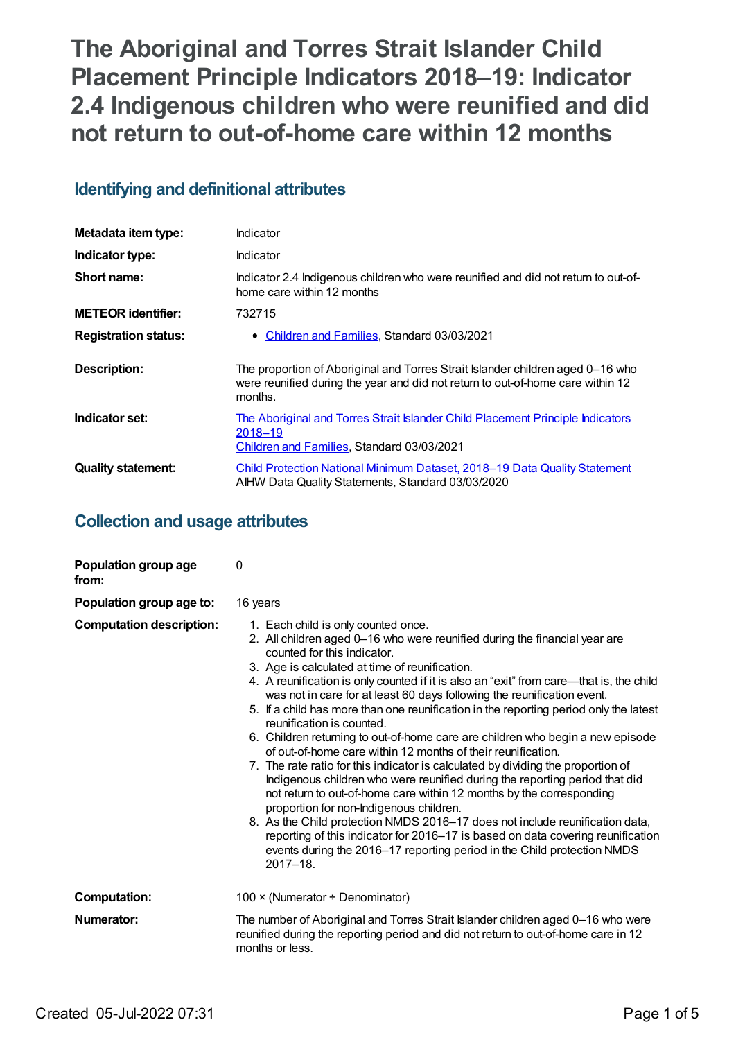# The Aboriginal and Torres Strait Islander Child Placement Principle Indicators 2018–19: Indicator 2.4 Indigenous children who were reunified and did not return to out-of-home care within 12 months

## Identifying and definitional attributes

| | |
|---|---|
| **Metadata item type:** | Indicator |
| **Indicator type:** | Indicator |
| **Short name:** | Indicator 2.4 Indigenous children who were reunified and did not return to out-of-home care within 12 months |
| **METEOR identifier:** | 732715 |
| **Registration status:** | • Children and Families, Standard 03/03/2021 |
| **Description:** | The proportion of Aboriginal and Torres Strait Islander children aged 0–16 who were reunified during the year and did not return to out-of-home care within 12 months. |
| **Indicator set:** | The Aboriginal and Torres Strait Islander Child Placement Principle Indicators 2018–19<br>Children and Families, Standard 03/03/2021 |
| **Quality statement:** | Child Protection National Minimum Dataset, 2018–19 Data Quality Statement<br>AIHW Data Quality Statements, Standard 03/03/2020 |

## Collection and usage attributes

**Population group age from:** 0

**Population group age to:** 16 years

**Computation description:**

1. Each child is only counted once.
2. All children aged 0–16 who were reunified during the financial year are counted for this indicator.
3. Age is calculated at time of reunification.
4. A reunification is only counted if it is also an "exit" from care—that is, the child was not in care for at least 60 days following the reunification event.
5. If a child has more than one reunification in the reporting period only the latest reunification is counted.
6. Children returning to out-of-home care are children who begin a new episode of out-of-home care within 12 months of their reunification.
7. The rate ratio for this indicator is calculated by dividing the proportion of Indigenous children who were reunified during the reporting period that did not return to out-of-home care within 12 months by the corresponding proportion for non-Indigenous children.
8. As the Child protection NMDS 2016–17 does not include reunification data, reporting of this indicator for 2016–17 is based on data covering reunification events during the 2016–17 reporting period in the Child protection NMDS 2017–18.

**Computation:** 100 × (Numerator ÷ Denominator)

**Numerator:** The number of Aboriginal and Torres Strait Islander children aged 0–16 who were reunified during the reporting period and did not return to out-of-home care in 12 months or less.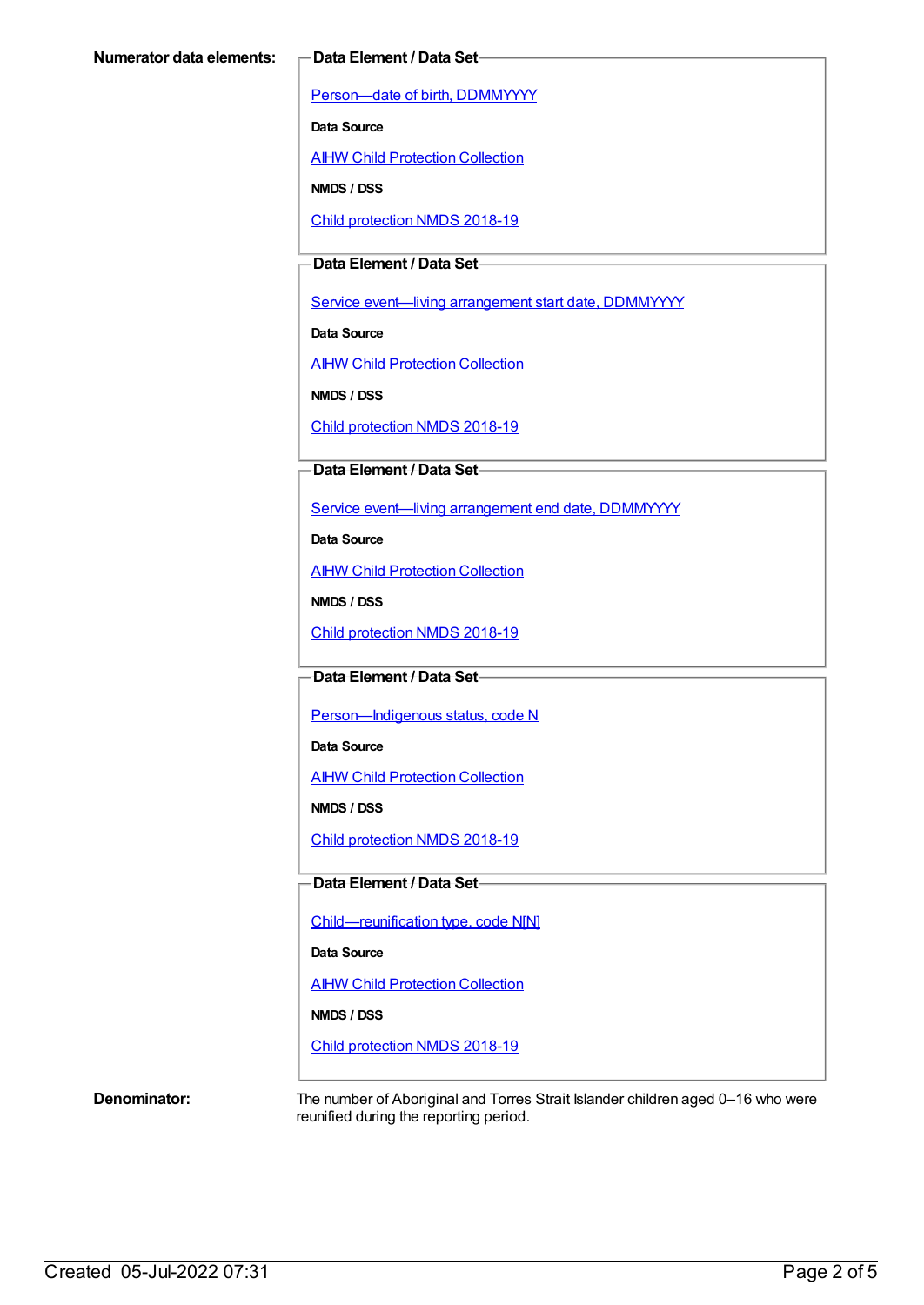**Numerator data elements:**

**Data Element / Data Set**

Person—date of birth, DDMMYYYY

**Data Source**

AIHW Child Protection Collection

**NMDS / DSS**

Child protection NMDS 2018-19

**Data Element / Data Set**

Service event—living arrangement start date, DDMMYYYY

**Data Source**

AIHW Child Protection Collection

**NMDS / DSS**

Child protection NMDS 2018-19

**Data Element / Data Set**

Service event—living arrangement end date, DDMMYYYY

**Data Source**

AIHW Child Protection Collection

**NMDS / DSS**

Child protection NMDS 2018-19

**Data Element / Data Set**

Person—Indigenous status, code N

**Data Source**

AIHW Child Protection Collection

**NMDS / DSS**

Child protection NMDS 2018-19

**Data Element / Data Set**

Child—reunification type, code N[N]

**Data Source**

AIHW Child Protection Collection

**NMDS / DSS**

Child protection NMDS 2018-19

**Denominator:**

The number of Aboriginal and Torres Strait Islander children aged 0–16 who were reunified during the reporting period.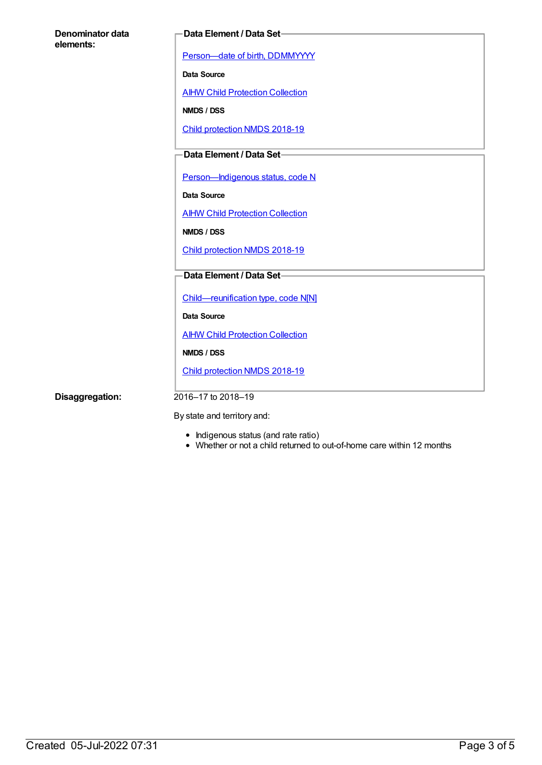**Denominator data elements:**

**Data Element / Data Set**

Person—date of birth, DDMMYYYY

**Data Source**

AIHW Child Protection Collection

**NMDS / DSS**

Child protection NMDS 2018-19

**Data Element / Data Set**

Person—Indigenous status, code N

**Data Source**

AIHW Child Protection Collection

**NMDS / DSS**

Child protection NMDS 2018-19

**Data Element / Data Set**

Child—reunification type, code N[N]

**Data Source**

AIHW Child Protection Collection

**NMDS / DSS**

Child protection NMDS 2018-19

**Disaggregation:**

2016–17 to 2018–19

By state and territory and:

- Indigenous status (and rate ratio)
- Whether or not a child returned to out-of-home care within 12 months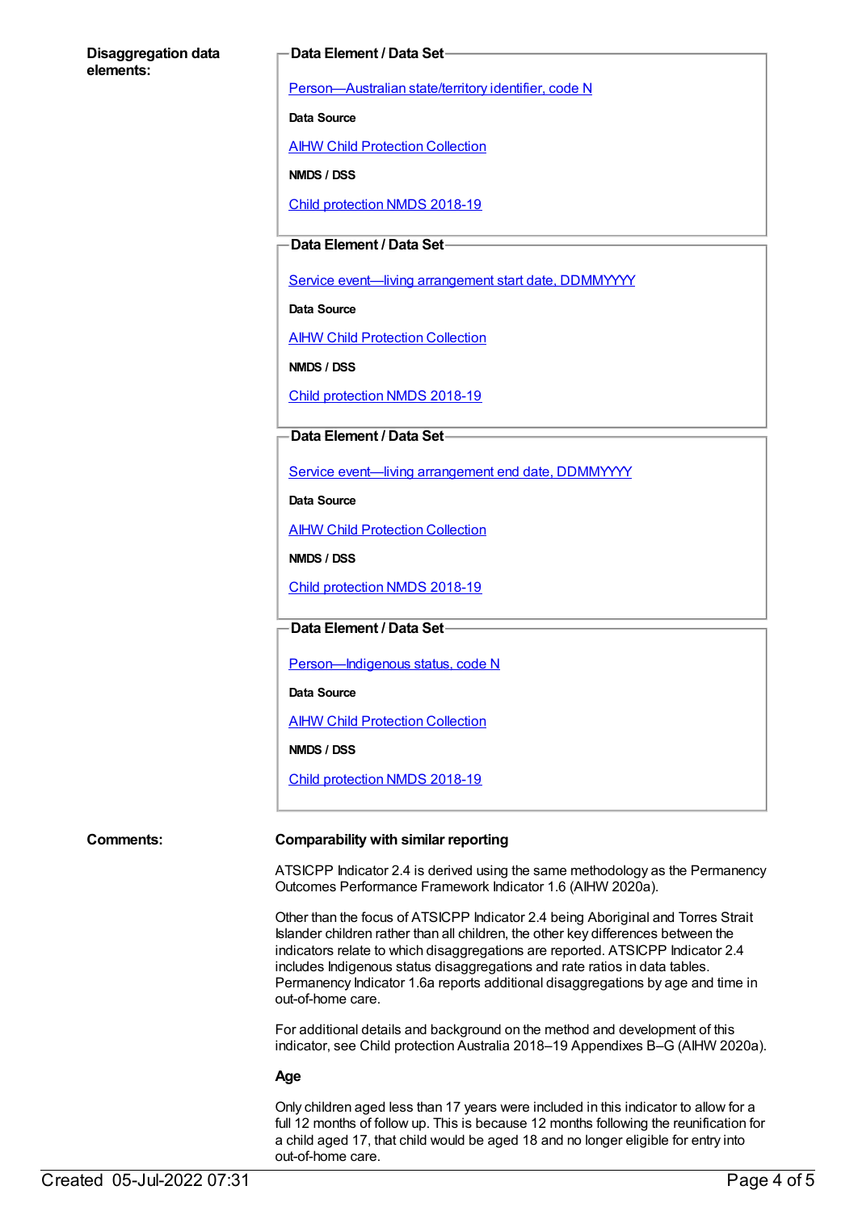**Disaggregation data elements:**

**Data Element / Data Set**

Person—Australian state/territory identifier, code N

**Data Source**

AIHW Child Protection Collection

**NMDS / DSS**

Child protection NMDS 2018-19

**Data Element / Data Set**

Service event—living arrangement start date, DDMMYYYY

**Data Source**

AIHW Child Protection Collection

**NMDS / DSS**

Child protection NMDS 2018-19

**Data Element / Data Set**

Service event—living arrangement end date, DDMMYYYY

**Data Source**

AIHW Child Protection Collection

**NMDS / DSS**

Child protection NMDS 2018-19

**Data Element / Data Set**

Person—Indigenous status, code N

**Data Source**

AIHW Child Protection Collection

**NMDS / DSS**

Child protection NMDS 2018-19

**Comments:**

**Comparability with similar reporting**

ATSICPP Indicator 2.4 is derived using the same methodology as the Permanency Outcomes Performance Framework Indicator 1.6 (AIHW 2020a).

Other than the focus of ATSICPP Indicator 2.4 being Aboriginal and Torres Strait Islander children rather than all children, the other key differences between the indicators relate to which disaggregations are reported. ATSICPP Indicator 2.4 includes Indigenous status disaggregations and rate ratios in data tables. Permanency Indicator 1.6a reports additional disaggregations by age and time in out-of-home care.

For additional details and background on the method and development of this indicator, see Child protection Australia 2018–19 Appendixes B–G (AIHW 2020a).

**Age**

Only children aged less than 17 years were included in this indicator to allow for a full 12 months of follow up. This is because 12 months following the reunification for a child aged 17, that child would be aged 18 and no longer eligible for entry into out-of-home care.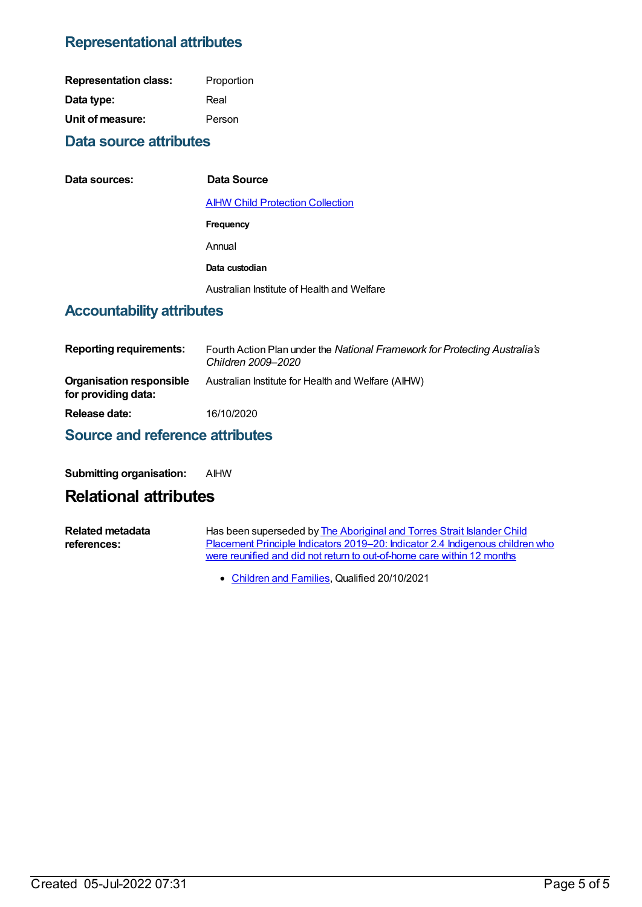## Representational attributes

**Representation class:** Proportion

**Data type:** Real

**Unit of measure:** Person

## Data source attributes

**Data sources:**

**Data Source**

AIHW Child Protection Collection

**Frequency**

Annual

**Data custodian**

Australian Institute of Health and Welfare

## Accountability attributes

**Reporting requirements:** Fourth Action Plan under the *National Framework for Protecting Australia's Children 2009–2020*

**Organisation responsible for providing data:** Australian Institute for Health and Welfare (AIHW)

**Release date:** 16/10/2020

## Source and reference attributes

**Submitting organisation:** AIHW

# Relational attributes

**Related metadata references:** Has been superseded by The Aboriginal and Torres Strait Islander Child Placement Principle Indicators 2019–20: Indicator 2.4 Indigenous children who were reunified and did not return to out-of-home care within 12 months

- Children and Families, Qualified 20/10/2021